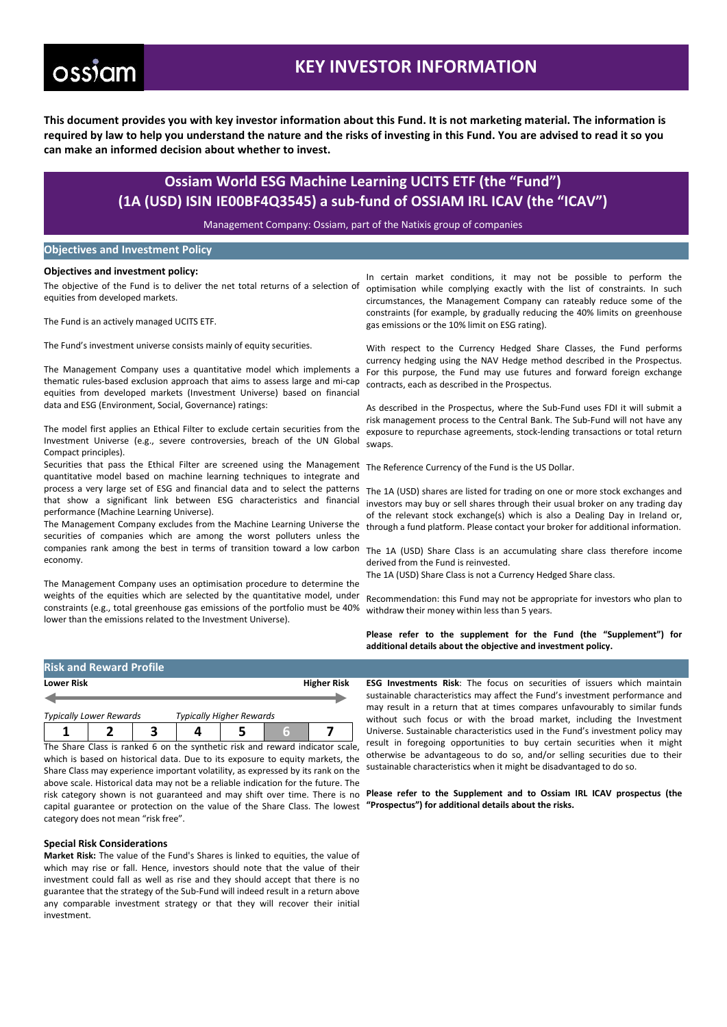# KEY INVESTOR INFORMATION

**This document provides you with key investor information about this Fund. It is not marketing material. The information is required by law to help you understand the nature and the risks of investing in this Fund. You are advised to read it so you can make an informed decision about whether to invest.**

## Ossiam World ESG Machine Learning UCITS ETF (the "Fund") (1A (USD) ISIN IE00BF4Q3545) a sub-fund of OSSIAM IRL ICAV (the "ICAV")

Management Company: Ossiam, part of the Natixis group of companies

## Objectives and Investment Policy

**Objectives and investment policy:**

The objective of the Fund is to deliver the net total returns of a selection of equities from developed markets.

The Fund is an actively managed UCITS ETF.

The Fund's investment universe consists mainly of equity securities.

The Management Company uses a quantitative model which implements a thematic rules-based exclusion approach that aims to assess large and mi-cap equities from developed markets (Investment Universe) based on financial data and ESG (Environment, Social, Governance) ratings:

The model first applies an Ethical Filter to exclude certain securities from the Investment Universe (e.g., severe controversies, breach of the UN Global Compact principles).

Securities that pass the Ethical Filter are screened using the Management quantitative model based on machine learning techniques to integrate and process a very large set of ESG and financial data and to select the patterns that show a significant link between ESG characteristics and financial performance (Machine Learning Universe).

The Management Company excludes from the Machine Learning Universe the securities of companies which are among the worst polluters unless the companies rank among the best in terms of transition toward a low carbon economy.

The Management Company uses an optimisation procedure to determine the weights of the equities which are selected by the quantitative model, under constraints (e.g., total greenhouse gas emissions of the portfolio must be 40% lower than the emissions related to the Investment Universe).

In certain market conditions, it may not be possible to perform the optimisation while complying exactly with the list of constraints. In such circumstances, the Management Company can rateably reduce some of the constraints (for example, by gradually reducing the 40% limits on greenhouse gas emissions or the 10% limit on ESG rating).

With respect to the Currency Hedged Share Classes, the Fund performs currency hedging using the NAV Hedge method described in the Prospectus. For this purpose, the Fund may use futures and forward foreign exchange contracts, each as described in the Prospectus.

As described in the Prospectus, where the Sub-Fund uses FDI it will submit a risk management process to the Central Bank. The Sub-Fund will not have any exposure to repurchase agreements, stock-lending transactions or total return swaps.

The Reference Currency of the Fund is the US Dollar.

The 1A (USD) shares are listed for trading on one or more stock exchanges and investors may buy or sell shares through their usual broker on any trading day of the relevant stock exchange(s) which is also a Dealing Day in Ireland or, through a fund platform. Please contact your broker for additional information.

The 1A (USD) Share Class is an accumulating share class therefore income derived from the Fund is reinvested.

The 1A (USD) Share Class is not a Currency Hedged Share class.

Recommendation: this Fund may not be appropriate for investors who plan to withdraw their money within less than 5 years.

**Please refer to the supplement for the Fund (the "Supplement") for additional details about the objective and investment policy.**

## Risk and Reward Profile

**Lower Risk** — **Higher Risk**

*Typically Lower Rewards* — *Typically Higher Rewards*

| 1 | 2 | 3 | 4 | 5 | **6** | 7 |
|---|---|---|---|---|---|---|

The Share Class is ranked 6 on the synthetic risk and reward indicator scale, which is based on historical data. Due to its exposure to equity markets, the Share Class may experience important volatility, as expressed by its rank on the above scale. Historical data may not be a reliable indication for the future. The risk category shown is not guaranteed and may shift over time. There is no capital guarantee or protection on the value of the Share Class. The lowest category does not mean "risk free".

### Special Risk Considerations

**Market Risk:** The value of the Fund's Shares is linked to equities, the value of which may rise or fall. Hence, investors should note that the value of their investment could fall as well as rise and they should accept that there is no guarantee that the strategy of the Sub-Fund will indeed result in a return above any comparable investment strategy or that they will recover their initial investment.

**ESG Investments Risk**: The focus on securities of issuers which maintain sustainable characteristics may affect the Fund's investment performance and may result in a return that at times compares unfavourably to similar funds without such focus or with the broad market, including the Investment Universe. Sustainable characteristics used in the Fund's investment policy may result in foregoing opportunities to buy certain securities when it might otherwise be advantageous to do so, and/or selling securities due to their sustainable characteristics when it might be disadvantaged to do so.

**Please refer to the Supplement and to Ossiam IRL ICAV prospectus (the "Prospectus") for additional details about the risks.**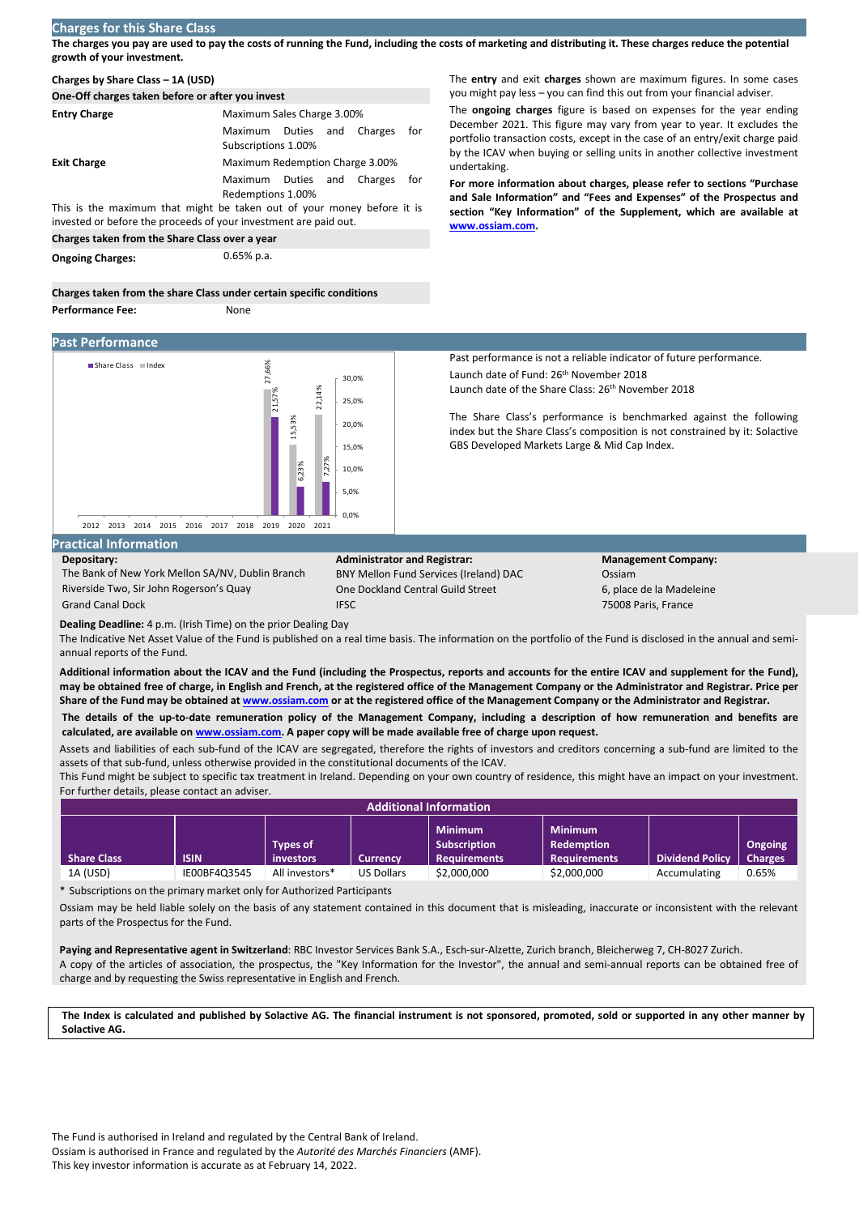## Charges for this Share Class

**The charges you pay are used to pay the costs of running the Fund, including the costs of marketing and distributing it. These charges reduce the potential growth of your investment.**

**Charges by Share Class – 1A (USD)**

| **One-Off charges taken before or after you invest** | |
|---|---|
| **Entry Charge** | Maximum Sales Charge 3.00% |
| | Maximum Duties and Charges for Subscriptions 1.00% |
| **Exit Charge** | Maximum Redemption Charge 3.00% |
| | Maximum Duties and Charges for Redemptions 1.00% |

This is the maximum that might be taken out of your money before it is invested or before the proceeds of your investment are paid out.

| **Charges taken from the Share Class over a year** | |
|---|---|
| **Ongoing Charges:** | 0.65% p.a. |

| **Charges taken from the share Class under certain specific conditions** | |
|---|---|
| **Performance Fee:** | None |

The **entry** and exit **charges** shown are maximum figures. In some cases you might pay less – you can find this out from your financial adviser.

The **ongoing charges** figure is based on expenses for the year ending December 2021. This figure may vary from year to year. It excludes the portfolio transaction costs, except in the case of an entry/exit charge paid by the ICAV when buying or selling units in another collective investment undertaking.

**For more information about charges, please refer to sections "Purchase and Sale Information" and "Fees and Expenses" of the Prospectus and section "Key Information" of the Supplement, which are available at www.ossiam.com.**

## Past Performance

Share Class
Index

27,66%
21,57%
15,53%
6,23%
22,14%
7,27%

30,0%
25,0%
20,0%
15,0%
10,0%
5,0%
0,0%

2012 2013 2014 2015 2016 2017 2018 2019 2020 2021

Past performance is not a reliable indicator of future performance.

Launch date of Fund: 26th November 2018

Launch date of the Share Class: 26th November 2018

The Share Class's performance is benchmarked against the following index but the Share Class's composition is not constrained by it: Solactive GBS Developed Markets Large & Mid Cap Index.

## Practical Information

**Depositary:**
The Bank of New York Mellon SA/NV, Dublin Branch
Riverside Two, Sir John Rogerson's Quay
Grand Canal Dock

**Administrator and Registrar:**
BNY Mellon Fund Services (Ireland) DAC
One Dockland Central Guild Street
IFSC

**Management Company:**
Ossiam
6, place de la Madeleine
75008 Paris, France

**Dealing Deadline:** 4 p.m. (Irish Time) on the prior Dealing Day

The Indicative Net Asset Value of the Fund is published on a real time basis. The information on the portfolio of the Fund is disclosed in the annual and semi-annual reports of the Fund.

**Additional information about the ICAV and the Fund (including the Prospectus, reports and accounts for the entire ICAV and supplement for the Fund), may be obtained free of charge, in English and French, at the registered office of the Management Company or the Administrator and Registrar. Price per Share of the Fund may be obtained at www.ossiam.com or at the registered office of the Management Company or the Administrator and Registrar.**

**The details of the up-to-date remuneration policy of the Management Company, including a description of how remuneration and benefits are calculated, are available on www.ossiam.com. A paper copy will be made available free of charge upon request.**

Assets and liabilities of each sub-fund of the ICAV are segregated, therefore the rights of investors and creditors concerning a sub-fund are limited to the assets of that sub-fund, unless otherwise provided in the constitutional documents of the ICAV.

This Fund might be subject to specific tax treatment in Ireland. Depending on your own country of residence, this might have an impact on your investment. For further details, please contact an adviser.

| **Additional Information** | | | | | | | |
|---|---|---|---|---|---|---|---|
| **Share Class** | **ISIN** | **Types of investors** | **Currency** | **Minimum Subscription Requirements** | **Minimum Redemption Requirements** | **Dividend Policy** | **Ongoing Charges** |
| 1A (USD) | IE00BF4Q3545 | All investors* | US Dollars | $2,000,000 | $2,000,000 | Accumulating | 0.65% |

\* Subscriptions on the primary market only for Authorized Participants

Ossiam may be held liable solely on the basis of any statement contained in this document that is misleading, inaccurate or inconsistent with the relevant parts of the Prospectus for the Fund.

**Paying and Representative agent in Switzerland**: RBC Investor Services Bank S.A., Esch-sur-Alzette, Zurich branch, Bleicherweg 7, CH-8027 Zurich.

A copy of the articles of association, the prospectus, the "Key Information for the Investor", the annual and semi-annual reports can be obtained free of charge and by requesting the Swiss representative in English and French.

**The Index is calculated and published by Solactive AG. The financial instrument is not sponsored, promoted, sold or supported in any other manner by Solactive AG.**

The Fund is authorised in Ireland and regulated by the Central Bank of Ireland.

Ossiam is authorised in France and regulated by the *Autorité des Marchés Financiers* (AMF).

This key investor information is accurate as at February 14, 2022.